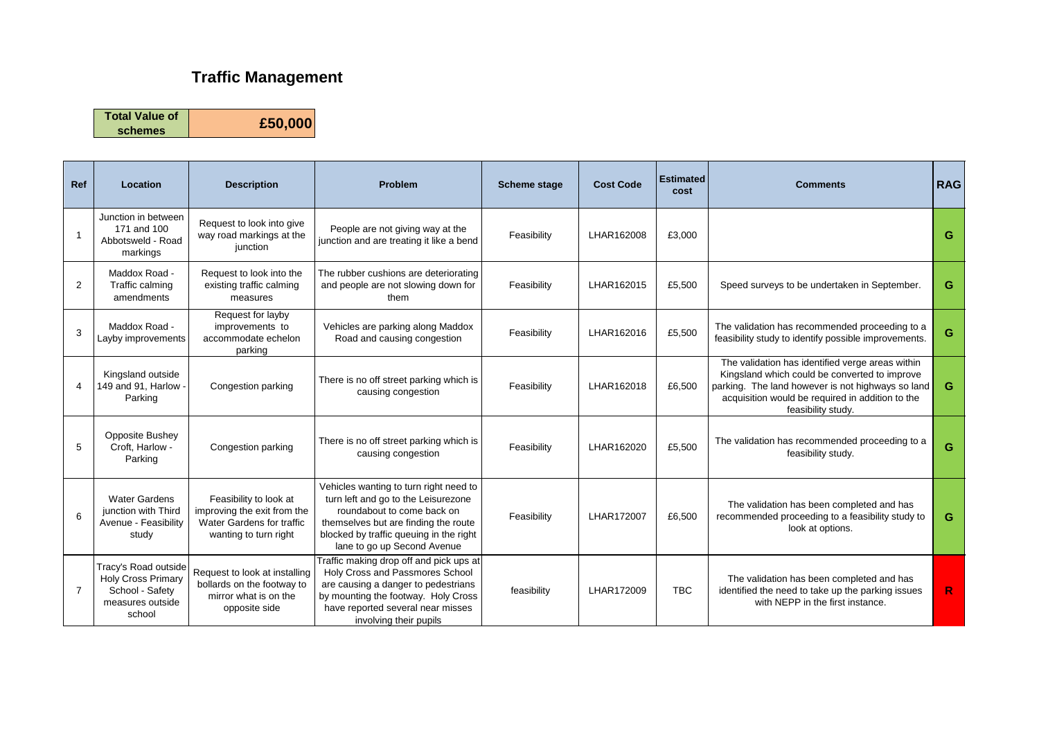# Traffic Management

| Total Value of schemes | £50,000 |
|---|---|

| Ref | Location | Description | Problem | Scheme stage | Cost Code | Estimated cost | Comments | RAG |
|---|---|---|---|---|---|---|---|---|
| 1 | Junction in between 171 and 100 Abbotsweld - Road markings | Request to look into give way road markings at the junction | People are not giving way at the junction and are treating it like a bend | Feasibility | LHAR162008 | £3,000 | | G |
| 2 | Maddox Road - Traffic calming amendments | Request to look into the existing traffic calming measures | The rubber cushions are deteriorating and people are not slowing down for them | Feasibility | LHAR162015 | £5,500 | Speed surveys to be undertaken in September. | G |
| 3 | Maddox Road - Layby improvements | Request for layby improvements to accommodate echelon parking | Vehicles are parking along Maddox Road and causing congestion | Feasibility | LHAR162016 | £5,500 | The validation has recommended proceeding to a feasibility study to identify possible improvements. | G |
| 4 | Kingsland outside 149 and 91, Harlow - Parking | Congestion parking | There is no off street parking which is causing congestion | Feasibility | LHAR162018 | £6,500 | The validation has identified verge areas within Kingsland which could be converted to improve parking. The land however is not highways so land acquisition would be required in addition to the feasibility study. | G |
| 5 | Opposite Bushey Croft, Harlow - Parking | Congestion parking | There is no off street parking which is causing congestion | Feasibility | LHAR162020 | £5,500 | The validation has recommended proceeding to a feasibility study. | G |
| 6 | Water Gardens junction with Third Avenue - Feasibility study | Feasibility to look at improving the exit from the Water Gardens for traffic wanting to turn right | Vehicles wanting to turn right need to turn left and go to the Leisurezone roundabout to come back on themselves but are finding the route blocked by traffic queuing in the right lane to go up Second Avenue | Feasibility | LHAR172007 | £6,500 | The validation has been completed and has recommended proceeding to a feasibility study to look at options. | G |
| 7 | Tracy's Road outside Holy Cross Primary School - Safety measures outside school | Request to look at installing bollards on the footway to mirror what is on the opposite side | Traffic making drop off and pick ups at Holy Cross and Passmores School are causing a danger to pedestrians by mounting the footway. Holy Cross have reported several near misses involving their pupils | feasibility | LHAR172009 | TBC | The validation has been completed and has identified the need to take up the parking issues with NEPP in the first instance. | R |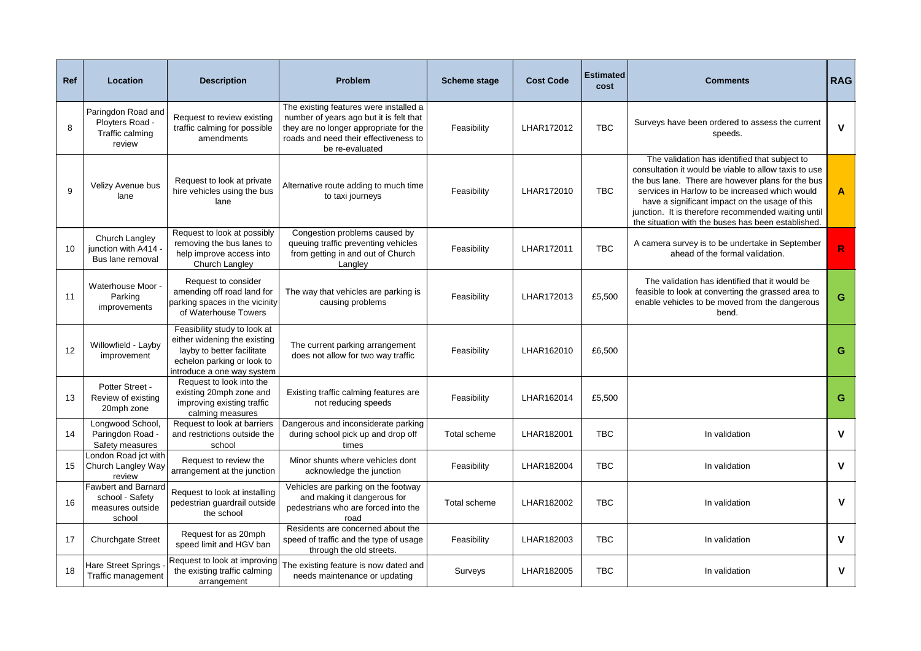| Ref | Location | Description | Problem | Scheme stage | Cost Code | Estimated cost | Comments | RAG |
|---|---|---|---|---|---|---|---|---|
| 8 | Paringdon Road and Ployters Road - Traffic calming review | Request to review existing traffic calming for possible amendments | The existing features were installed a number of years ago but it is felt that they are no longer appropriate for the roads and need their effectiveness to be re-evaluated | Feasibility | LHAR172012 | TBC | Surveys have been ordered to assess the current speeds. | V |
| 9 | Velizy Avenue bus lane | Request to look at private hire vehicles using the bus lane | Alternative route adding to much time to taxi journeys | Feasibility | LHAR172010 | TBC | The validation has identified that subject to consultation it would be viable to allow taxis to use the bus lane. There are however plans for the bus services in Harlow to be increased which would have a significant impact on the usage of this junction. It is therefore recommended waiting until the situation with the buses has been established. | A |
| 10 | Church Langley junction with A414 - Bus lane removal | Request to look at possibly removing the bus lanes to help improve access into Church Langley | Congestion problems caused by queuing traffic preventing vehicles from getting in and out of Church Langley | Feasibility | LHAR172011 | TBC | A camera survey is to be undertake in September ahead of the formal validation. | R |
| 11 | Waterhouse Moor - Parking improvements | Request to consider amending off road land for parking spaces in the vicinity of Waterhouse Towers | The way that vehicles are parking is causing problems | Feasibility | LHAR172013 | £5,500 | The validation has identified that it would be feasible to look at converting the grassed area to enable vehicles to be moved from the dangerous bend. | G |
| 12 | Willowfield - Layby improvement | Feasibility study to look at either widening the existing layby to better facilitate echelon parking or look to introduce a one way system | The current parking arrangement does not allow for two way traffic | Feasibility | LHAR162010 | £6,500 | | G |
| 13 | Potter Street - Review of existing 20mph zone | Request to look into the existing 20mph zone and improving existing traffic calming measures | Existing traffic calming features are not reducing speeds | Feasibility | LHAR162014 | £5,500 | | G |
| 14 | Longwood School, Paringdon Road - Safety measures | Request to look at barriers and restrictions outside the school | Dangerous and inconsiderate parking during school pick up and drop off times | Total scheme | LHAR182001 | TBC | In validation | V |
| 15 | London Road jct with Church Langley Way review | Request to review the arrangement at the junction | Minor shunts where vehicles dont acknowledge the junction | Feasibility | LHAR182004 | TBC | In validation | V |
| 16 | Fawbert and Barnard school - Safety measures outside school | Request to look at installing pedestrian guardrail outside the school | Vehicles are parking on the footway and making it dangerous for pedestrians who are forced into the road | Total scheme | LHAR182002 | TBC | In validation | V |
| 17 | Churchgate Street | Request for as 20mph speed limit and HGV ban | Residents are concerned about the speed of traffic and the type of usage through the old streets. | Feasibility | LHAR182003 | TBC | In validation | V |
| 18 | Hare Street Springs - Traffic management | Request to look at improving the existing traffic calming arrangement | The existing feature is now dated and needs maintenance or updating | Surveys | LHAR182005 | TBC | In validation | V |